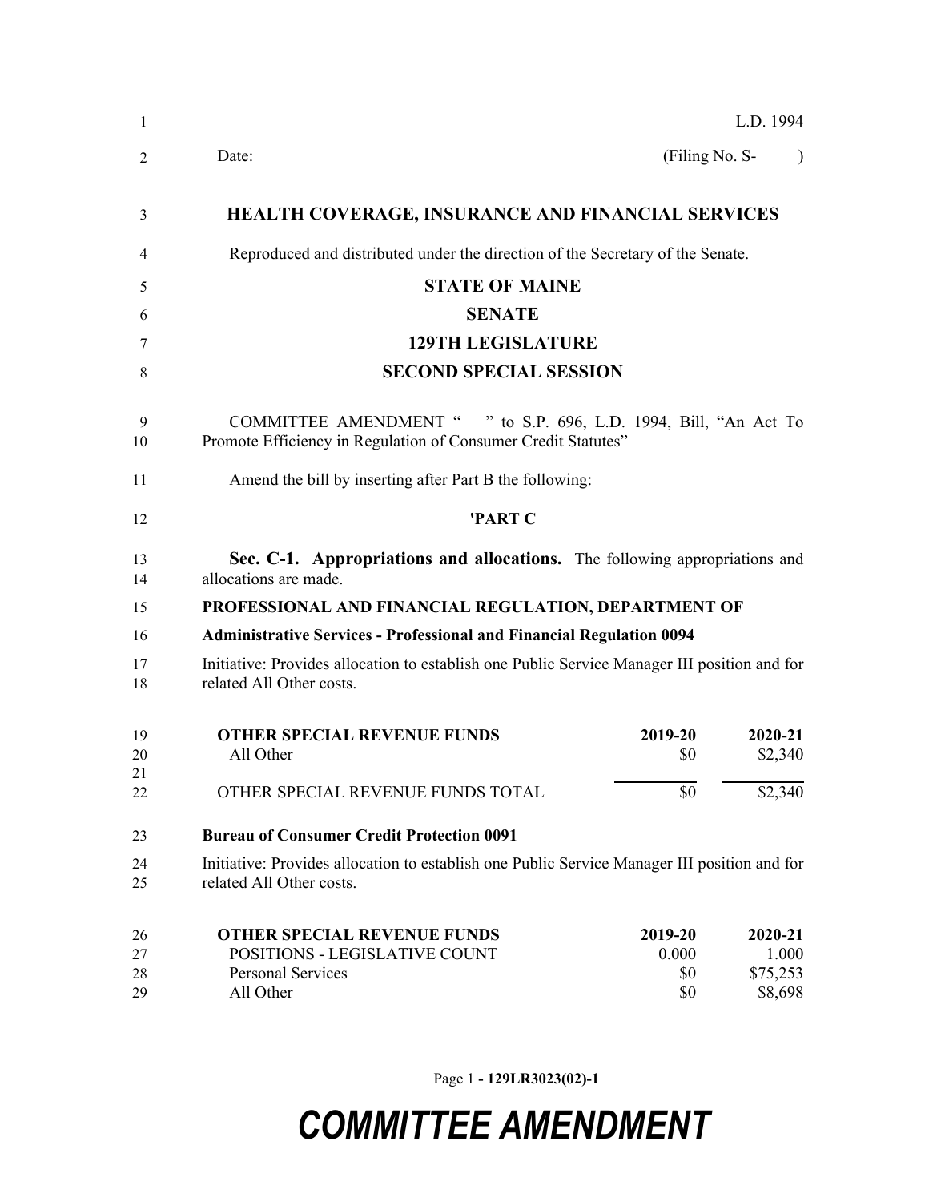L.D. 1994

Date: (Filing No. S- )

**HEALTH COVERAGE, INSURANCE AND FINANCIAL SERVICES**

Reproduced and distributed under the direction of the Secretary of the Senate.

**STATE OF MAINE**

**SENATE**

**129TH LEGISLATURE**

**SECOND SPECIAL SESSION**

COMMITTEE AMENDMENT " " to S.P. 696, L.D. 1994, Bill, "An Act To Promote Efficiency in Regulation of Consumer Credit Statutes"

Amend the bill by inserting after Part B the following:

**'PART C**

**Sec. C-1. Appropriations and allocations.** The following appropriations and allocations are made.

**PROFESSIONAL AND FINANCIAL REGULATION, DEPARTMENT OF**

**Administrative Services - Professional and Financial Regulation 0094**

Initiative: Provides allocation to establish one Public Service Manager III position and for related All Other costs.

| OTHER SPECIAL REVENUE FUNDS | 2019-20 | 2020-21 |
|---|---|---|
| All Other | $0 | $2,340 |
| OTHER SPECIAL REVENUE FUNDS TOTAL | $0 | $2,340 |

**Bureau of Consumer Credit Protection 0091**

Initiative: Provides allocation to establish one Public Service Manager III position and for related All Other costs.

| OTHER SPECIAL REVENUE FUNDS | 2019-20 | 2020-21 |
|---|---|---|
| POSITIONS - LEGISLATIVE COUNT | 0.000 | 1.000 |
| Personal Services | $0 | $75,253 |
| All Other | $0 | $8,698 |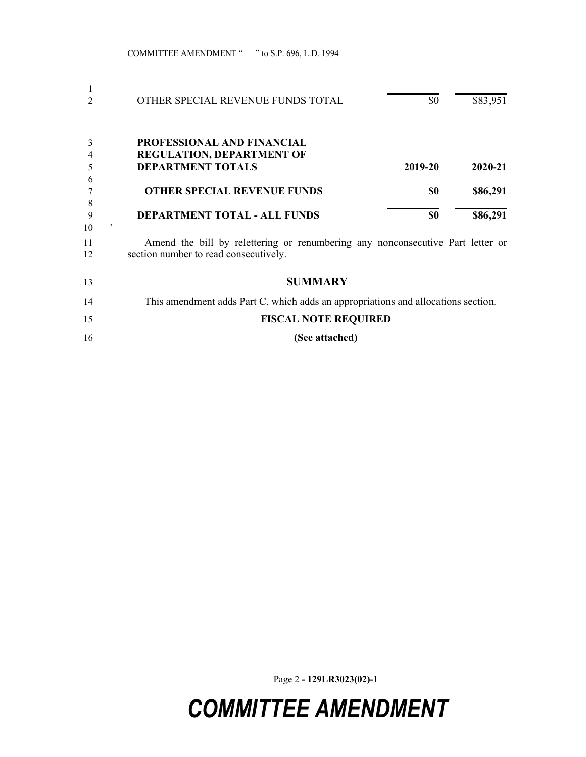| | | |
|---|---|---|
| OTHER SPECIAL REVENUE FUNDS TOTAL | $0 | $83,951 |

| **PROFESSIONAL AND FINANCIAL REGULATION, DEPARTMENT OF DEPARTMENT TOTALS** | **2019-20** | **2020-21** |
|---|---|---|
| **OTHER SPECIAL REVENUE FUNDS** | **$0** | **$86,291** |
| **DEPARTMENT TOTAL - ALL FUNDS** | **$0** | **$86,291** |

'

Amend the bill by relettering or renumbering any nonconsecutive Part letter or section number to read consecutively.

## SUMMARY

This amendment adds Part C, which adds an appropriations and allocations section.

**FISCAL NOTE REQUIRED**

**(See attached)**